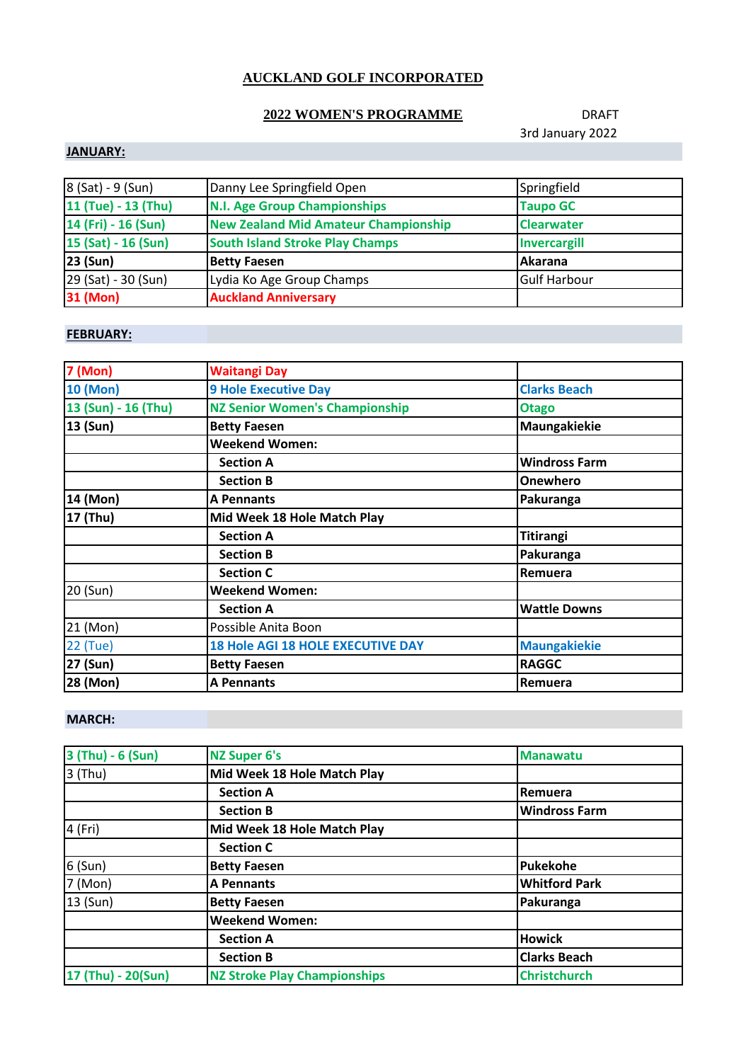# AUCKLAND GOLF INCORPORATED

## 2022 WOMEN'S PROGRAMME

DRAFT
3rd January 2022

**JANUARY:**

| | | |
|---|---|---|
| 8 (Sat) - 9 (Sun) | Danny Lee Springfield Open | Springfield |
| **11 (Tue) - 13 (Thu)** | **N.I. Age Group Championships** | **Taupo GC** |
| **14 (Fri) - 16 (Sun)** | **New Zealand Mid Amateur Championship** | **Clearwater** |
| **15 (Sat) - 16 (Sun)** | **South Island Stroke Play Champs** | **Invercargill** |
| **23 (Sun)** | **Betty Faesen** | **Akarana** |
| 29 (Sat) - 30 (Sun) | Lydia Ko Age Group Champs | Gulf Harbour |
| **31 (Mon)** | **Auckland Anniversary** | |

**FEBRUARY:**

| | | |
|---|---|---|
| **7 (Mon)** | **Waitangi Day** | |
| **10 (Mon)** | **9 Hole Executive Day** | **Clarks Beach** |
| **13 (Sun) - 16 (Thu)** | **NZ Senior Women's Championship** | **Otago** |
| **13 (Sun)** | **Betty Faesen** | **Maungakiekie** |
| | **Weekend Women:** | |
| | **Section A** | **Windross Farm** |
| | **Section B** | **Onewhero** |
| **14 (Mon)** | **A Pennants** | **Pakuranga** |
| **17 (Thu)** | **Mid Week 18 Hole Match Play** | |
| | **Section A** | **Titirangi** |
| | **Section B** | **Pakuranga** |
| | **Section C** | **Remuera** |
| 20 (Sun) | **Weekend Women:** | |
| | **Section A** | **Wattle Downs** |
| 21 (Mon) | Possible Anita Boon | |
| 22 (Tue) | **18 Hole AGI 18 HOLE EXECUTIVE DAY** | **Maungakiekie** |
| **27 (Sun)** | **Betty Faesen** | **RAGGC** |
| **28 (Mon)** | **A Pennants** | **Remuera** |

**MARCH:**

| | | |
|---|---|---|
| **3 (Thu) - 6 (Sun)** | **NZ Super 6's** | **Manawatu** |
| 3 (Thu) | **Mid Week 18 Hole Match Play** | |
| | **Section A** | **Remuera** |
| | **Section B** | **Windross Farm** |
| 4 (Fri) | **Mid Week 18 Hole Match Play** | |
| | **Section C** | |
| 6 (Sun) | **Betty Faesen** | **Pukekohe** |
| 7 (Mon) | **A Pennants** | **Whitford Park** |
| 13 (Sun) | **Betty Faesen** | **Pakuranga** |
| | **Weekend Women:** | |
| | **Section A** | **Howick** |
| | **Section B** | **Clarks Beach** |
| **17 (Thu) - 20(Sun)** | **NZ Stroke Play Championships** | **Christchurch** |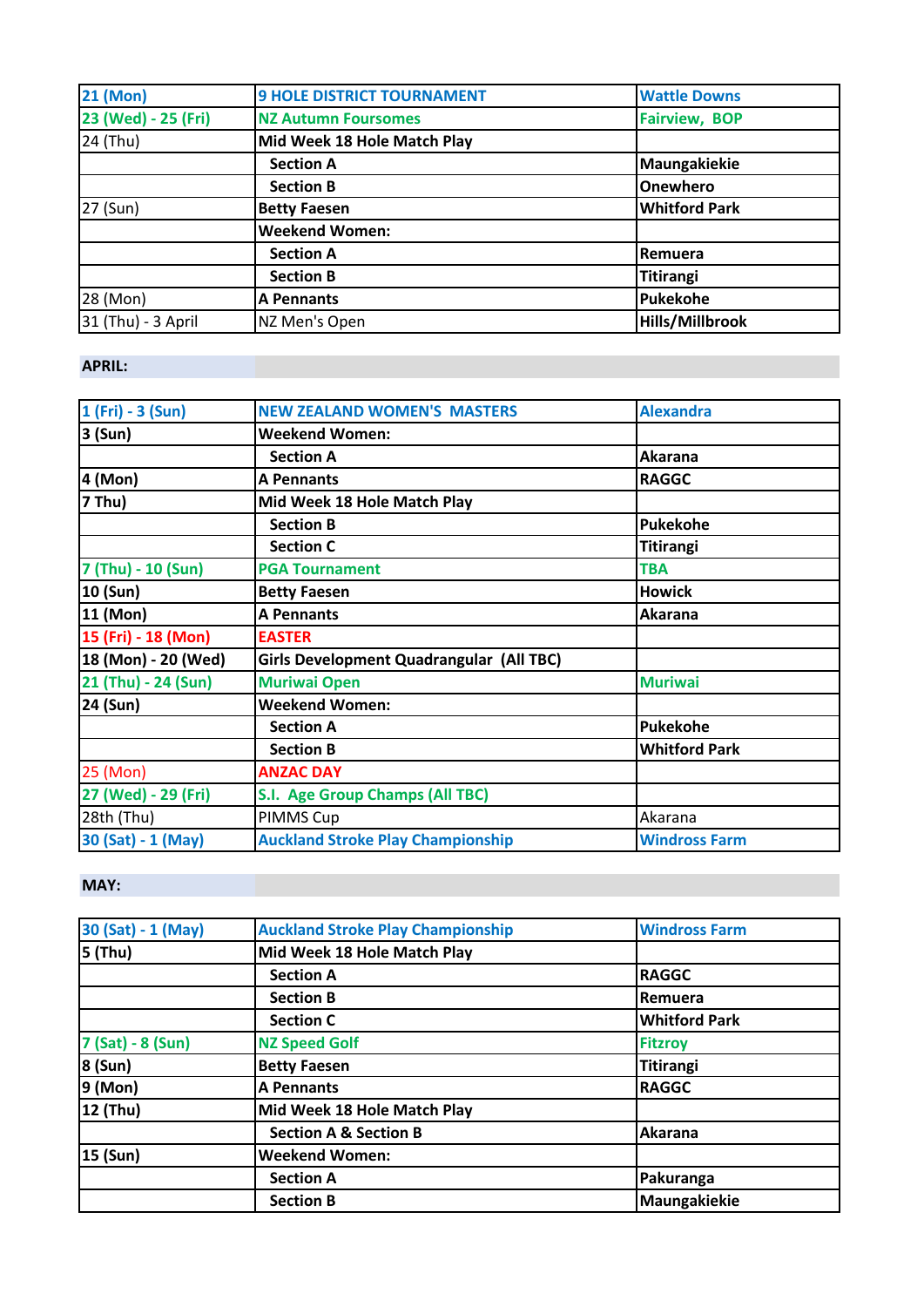| | | |
|---|---|---|
| 21 (Mon) | 9 HOLE DISTRICT TOURNAMENT | Wattle Downs |
| 23 (Wed) - 25 (Fri) | NZ Autumn Foursomes | Fairview, BOP |
| 24 (Thu) | Mid Week 18 Hole Match Play | |
| | Section A | Maungakiekie |
| | Section B | Onewhero |
| 27 (Sun) | Betty Faesen | Whitford Park |
| | Weekend Women: | |
| | Section A | Remuera |
| | Section B | Titirangi |
| 28 (Mon) | A Pennants | Pukekohe |
| 31 (Thu) - 3 April | NZ Men's Open | Hills/Millbrook |

**APRIL:**

| | | |
|---|---|---|
| 1 (Fri) - 3 (Sun) | NEW ZEALAND WOMEN'S MASTERS | Alexandra |
| 3 (Sun) | Weekend Women: | |
| | Section A | Akarana |
| 4 (Mon) | A Pennants | RAGGC |
| 7 Thu) | Mid Week 18 Hole Match Play | |
| | Section B | Pukekohe |
| | Section C | Titirangi |
| 7 (Thu) - 10 (Sun) | PGA Tournament | TBA |
| 10 (Sun) | Betty Faesen | Howick |
| 11 (Mon) | A Pennants | Akarana |
| 15 (Fri) - 18 (Mon) | EASTER | |
| 18 (Mon) - 20 (Wed) | Girls Development Quadrangular (All TBC) | |
| 21 (Thu) - 24 (Sun) | Muriwai Open | Muriwai |
| 24 (Sun) | Weekend Women: | |
| | Section A | Pukekohe |
| | Section B | Whitford Park |
| 25 (Mon) | ANZAC DAY | |
| 27 (Wed) - 29 (Fri) | S.I. Age Group Champs (All TBC) | |
| 28th (Thu) | PIMMS Cup | Akarana |
| 30 (Sat) - 1 (May) | Auckland Stroke Play Championship | Windross Farm |

**MAY:**

| | | |
|---|---|---|
| 30 (Sat) - 1 (May) | Auckland Stroke Play Championship | Windross Farm |
| 5 (Thu) | Mid Week 18 Hole Match Play | |
| | Section A | RAGGC |
| | Section B | Remuera |
| | Section C | Whitford Park |
| 7 (Sat) - 8 (Sun) | NZ Speed Golf | Fitzroy |
| 8 (Sun) | Betty Faesen | Titirangi |
| 9 (Mon) | A Pennants | RAGGC |
| 12 (Thu) | Mid Week 18 Hole Match Play | |
| | Section A & Section B | Akarana |
| 15 (Sun) | Weekend Women: | |
| | Section A | Pakuranga |
| | Section B | Maungakiekie |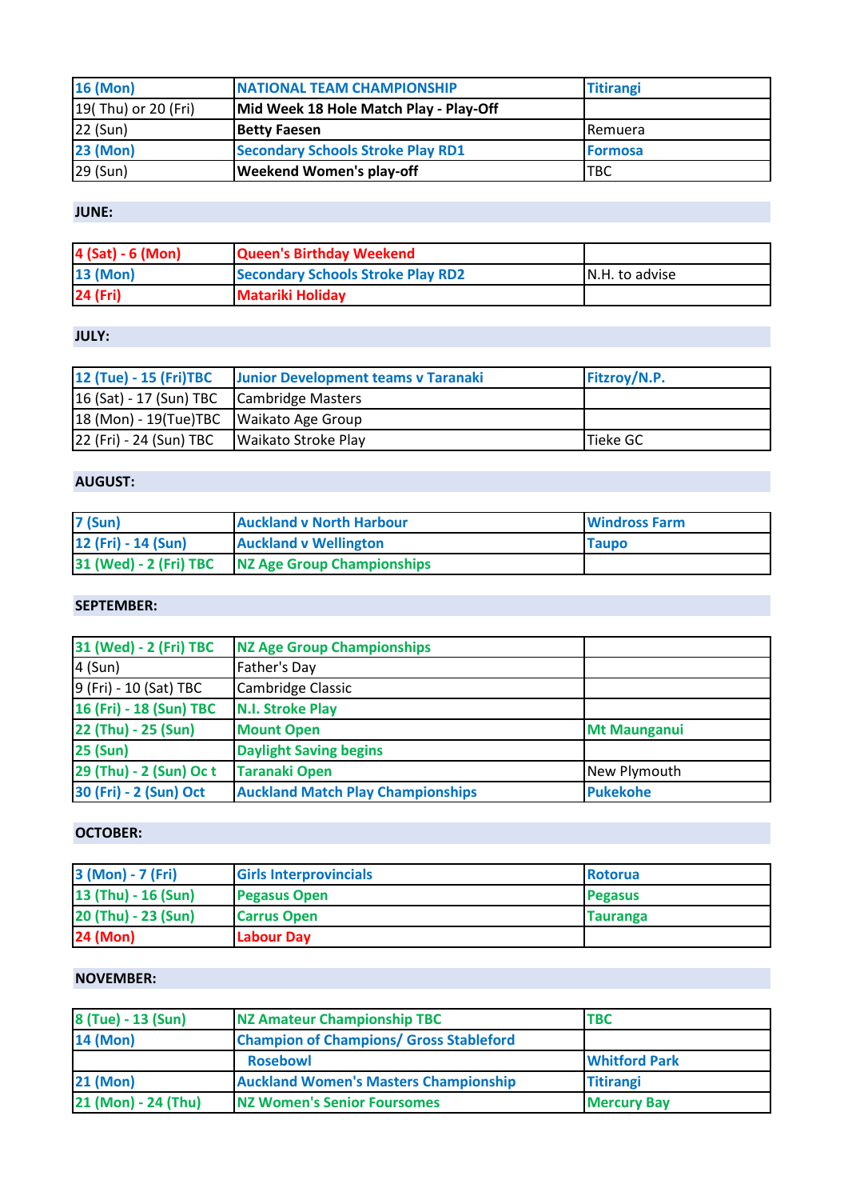| | | |
|---|---|---|
| **16 (Mon)** | **NATIONAL TEAM CHAMPIONSHIP** | **Titirangi** |
| 19( Thu) or 20 (Fri) | **Mid Week 18 Hole Match Play - Play-Off** | |
| 22 (Sun) | **Betty Faesen** | Remuera |
| **23 (Mon)** | **Secondary Schools Stroke Play RD1** | **Formosa** |
| 29 (Sun) | **Weekend Women's play-off** | TBC |

**JUNE:**

| | | |
|---|---|---|
| **4 (Sat) - 6 (Mon)** | **Queen's Birthday Weekend** | |
| **13 (Mon)** | **Secondary Schools Stroke Play RD2** | N.H. to advise |
| **24 (Fri)** | **Matariki Holiday** | |

**JULY:**

| | | |
|---|---|---|
| **12 (Tue) - 15 (Fri)TBC** | **Junior Development teams v Taranaki** | **Fitzroy/N.P.** |
| 16 (Sat) - 17 (Sun) TBC | Cambridge Masters | |
| 18 (Mon) - 19(Tue)TBC | Waikato Age Group | |
| 22 (Fri) - 24 (Sun) TBC | Waikato Stroke Play | Tieke GC |

**AUGUST:**

| | | |
|---|---|---|
| **7 (Sun)** | **Auckland v North Harbour** | **Windross Farm** |
| **12 (Fri) - 14 (Sun)** | **Auckland v Wellington** | **Taupo** |
| **31 (Wed) - 2 (Fri) TBC** | **NZ Age Group Championships** | |

**SEPTEMBER:**

| | | |
|---|---|---|
| **31 (Wed) - 2 (Fri) TBC** | **NZ Age Group Championships** | |
| 4 (Sun) | Father's Day | |
| 9 (Fri) - 10 (Sat) TBC | Cambridge Classic | |
| **16 (Fri) - 18 (Sun) TBC** | **N.I. Stroke Play** | |
| **22 (Thu) - 25 (Sun)** | **Mount Open** | **Mt Maunganui** |
| **25 (Sun)** | **Daylight Saving begins** | |
| **29 (Thu) - 2 (Sun) Oc t** | **Taranaki Open** | New Plymouth |
| **30 (Fri) - 2 (Sun) Oct** | **Auckland Match Play Championships** | **Pukekohe** |

**OCTOBER:**

| | | |
|---|---|---|
| **3 (Mon) - 7 (Fri)** | **Girls Interprovincials** | **Rotorua** |
| **13 (Thu) - 16 (Sun)** | **Pegasus Open** | **Pegasus** |
| **20 (Thu) - 23 (Sun)** | **Carrus Open** | **Tauranga** |
| **24 (Mon)** | **Labour Day** | |

**NOVEMBER:**

| | | |
|---|---|---|
| **8 (Tue) - 13 (Sun)** | **NZ Amateur Championship TBC** | **TBC** |
| **14 (Mon)** | **Champion of Champions/ Gross Stableford** | |
| | **Rosebowl** | **Whitford Park** |
| **21 (Mon)** | **Auckland Women's Masters Championship** | **Titirangi** |
| **21 (Mon) - 24 (Thu)** | **NZ Women's Senior Foursomes** | **Mercury Bay** |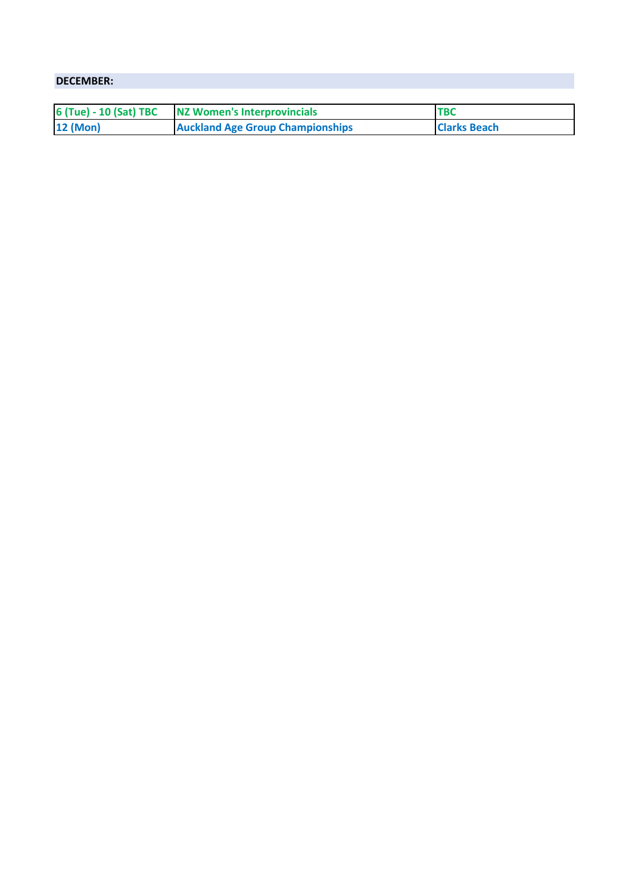**DECEMBER:**

| | | |
|---|---|---|
| 6 (Tue) - 10 (Sat) TBC | NZ Women's Interprovincials | TBC |
| 12 (Mon) | Auckland Age Group Championships | Clarks Beach |